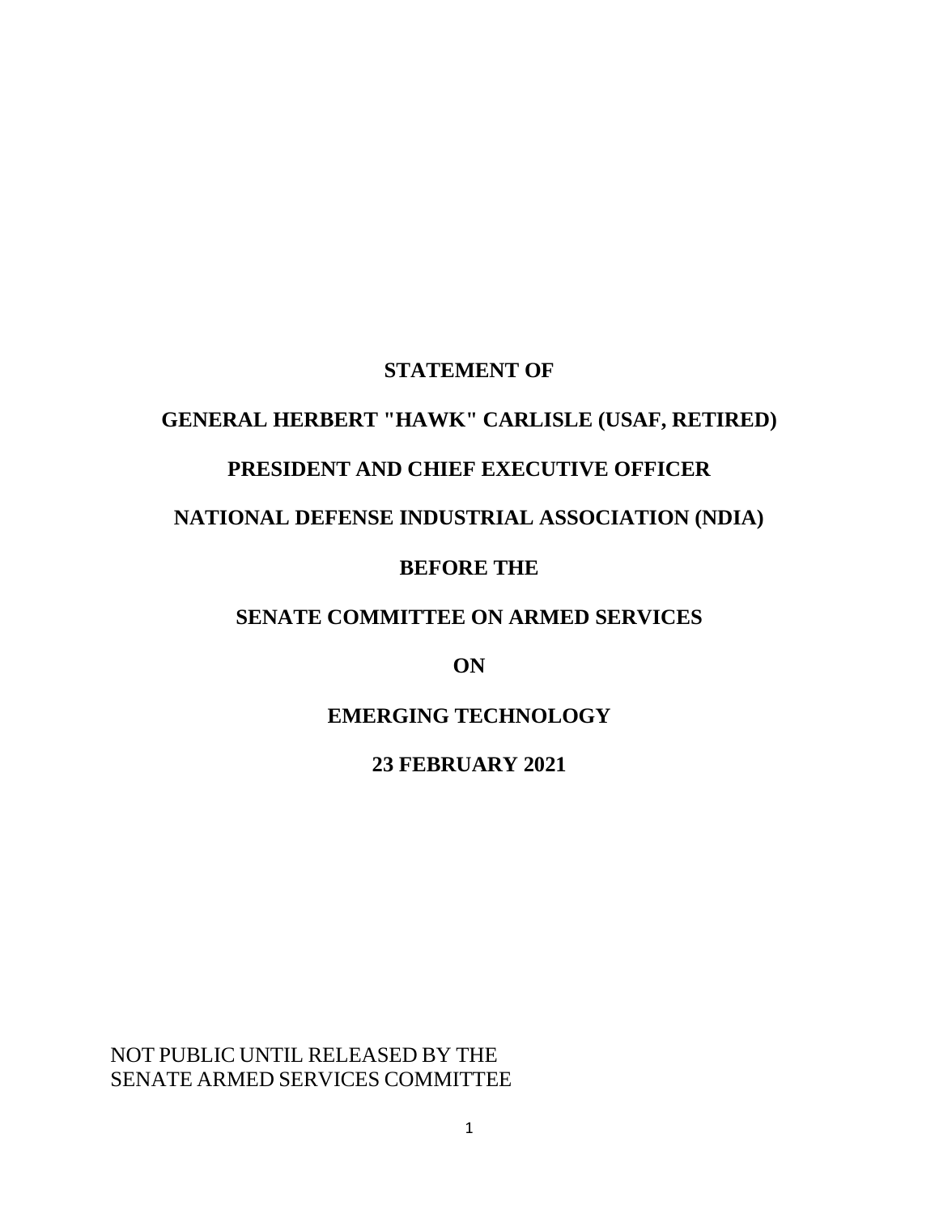**STATEMENT OF**

**GENERAL HERBERT "HAWK" CARLISLE (USAF, RETIRED)**

**PRESIDENT AND CHIEF EXECUTIVE OFFICER**

**NATIONAL DEFENSE INDUSTRIAL ASSOCIATION (NDIA)**

**BEFORE THE**

**SENATE COMMITTEE ON ARMED SERVICES**

**ON**

**EMERGING TECHNOLOGY**

**23 FEBRUARY 2021**

NOT PUBLIC UNTIL RELEASED BY THE
SENATE ARMED SERVICES COMMITTEE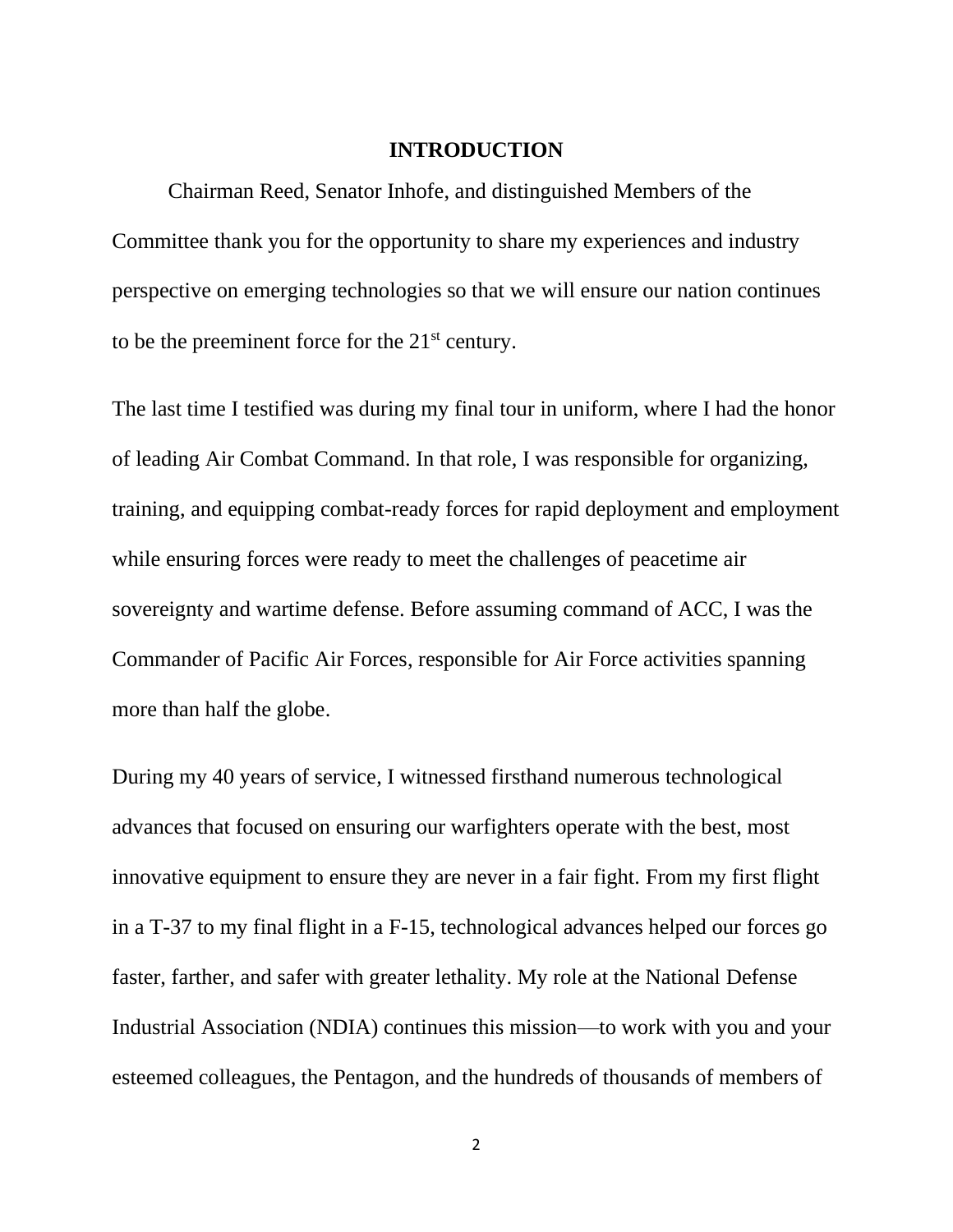## INTRODUCTION

Chairman Reed, Senator Inhofe, and distinguished Members of the Committee thank you for the opportunity to share my experiences and industry perspective on emerging technologies so that we will ensure our nation continues to be the preeminent force for the 21st century.

The last time I testified was during my final tour in uniform, where I had the honor of leading Air Combat Command. In that role, I was responsible for organizing, training, and equipping combat-ready forces for rapid deployment and employment while ensuring forces were ready to meet the challenges of peacetime air sovereignty and wartime defense. Before assuming command of ACC, I was the Commander of Pacific Air Forces, responsible for Air Force activities spanning more than half the globe.

During my 40 years of service, I witnessed firsthand numerous technological advances that focused on ensuring our warfighters operate with the best, most innovative equipment to ensure they are never in a fair fight. From my first flight in a T-37 to my final flight in a F-15, technological advances helped our forces go faster, farther, and safer with greater lethality. My role at the National Defense Industrial Association (NDIA) continues this mission—to work with you and your esteemed colleagues, the Pentagon, and the hundreds of thousands of members of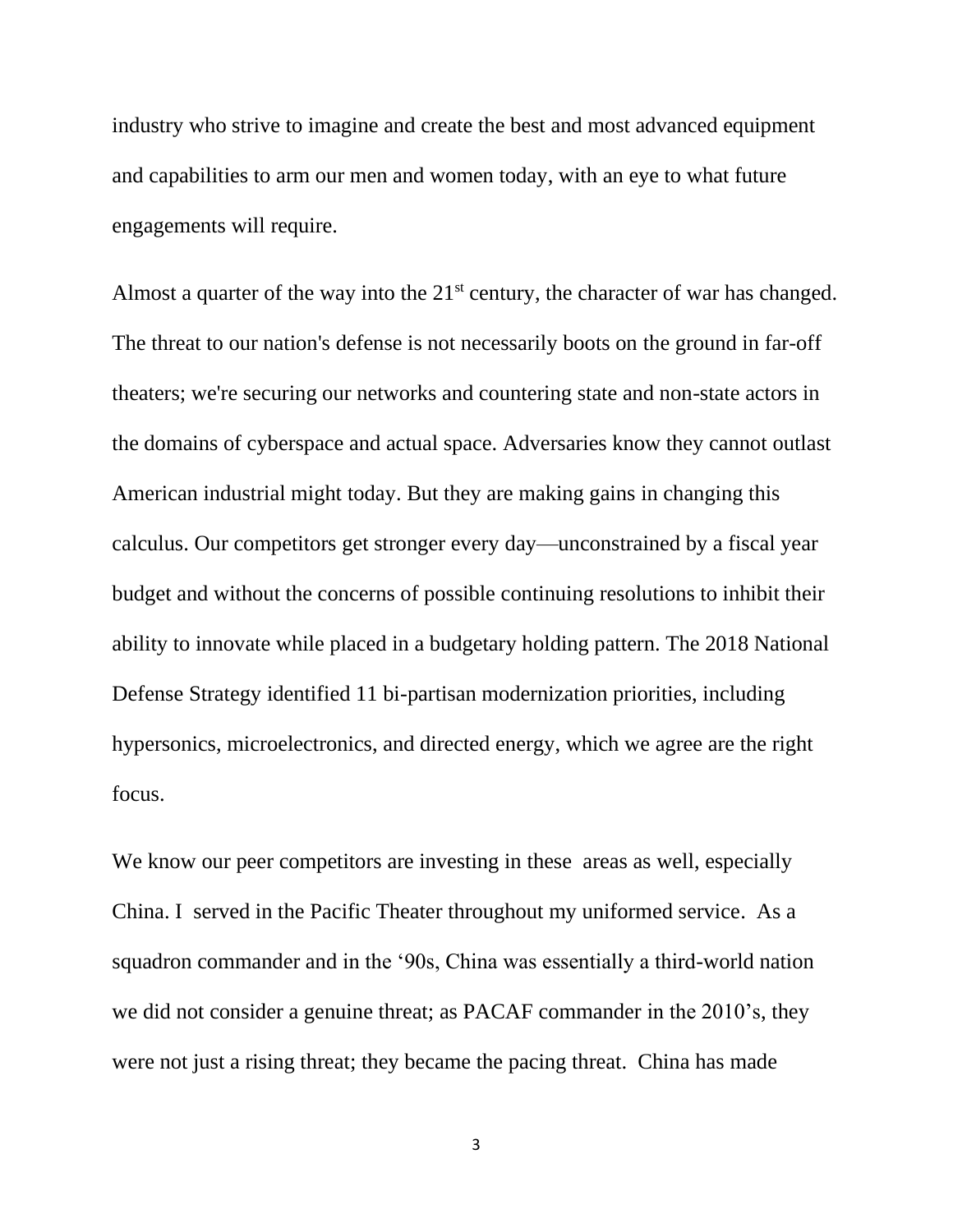industry who strive to imagine and create the best and most advanced equipment and capabilities to arm our men and women today, with an eye to what future engagements will require.

Almost a quarter of the way into the 21st century, the character of war has changed. The threat to our nation's defense is not necessarily boots on the ground in far-off theaters; we're securing our networks and countering state and non-state actors in the domains of cyberspace and actual space. Adversaries know they cannot outlast American industrial might today. But they are making gains in changing this calculus. Our competitors get stronger every day—unconstrained by a fiscal year budget and without the concerns of possible continuing resolutions to inhibit their ability to innovate while placed in a budgetary holding pattern. The 2018 National Defense Strategy identified 11 bi-partisan modernization priorities, including hypersonics, microelectronics, and directed energy, which we agree are the right focus.

We know our peer competitors are investing in these areas as well, especially China. I served in the Pacific Theater throughout my uniformed service. As a squadron commander and in the '90s, China was essentially a third-world nation we did not consider a genuine threat; as PACAF commander in the 2010's, they were not just a rising threat; they became the pacing threat. China has made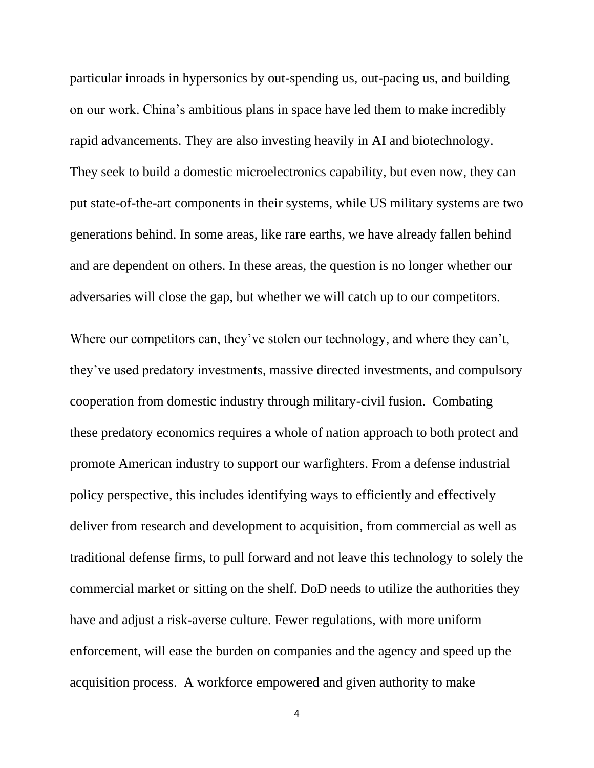particular inroads in hypersonics by out-spending us, out-pacing us, and building on our work. China's ambitious plans in space have led them to make incredibly rapid advancements. They are also investing heavily in AI and biotechnology. They seek to build a domestic microelectronics capability, but even now, they can put state-of-the-art components in their systems, while US military systems are two generations behind. In some areas, like rare earths, we have already fallen behind and are dependent on others. In these areas, the question is no longer whether our adversaries will close the gap, but whether we will catch up to our competitors.

Where our competitors can, they've stolen our technology, and where they can't, they've used predatory investments, massive directed investments, and compulsory cooperation from domestic industry through military-civil fusion. Combating these predatory economics requires a whole of nation approach to both protect and promote American industry to support our warfighters. From a defense industrial policy perspective, this includes identifying ways to efficiently and effectively deliver from research and development to acquisition, from commercial as well as traditional defense firms, to pull forward and not leave this technology to solely the commercial market or sitting on the shelf. DoD needs to utilize the authorities they have and adjust a risk-averse culture. Fewer regulations, with more uniform enforcement, will ease the burden on companies and the agency and speed up the acquisition process. A workforce empowered and given authority to make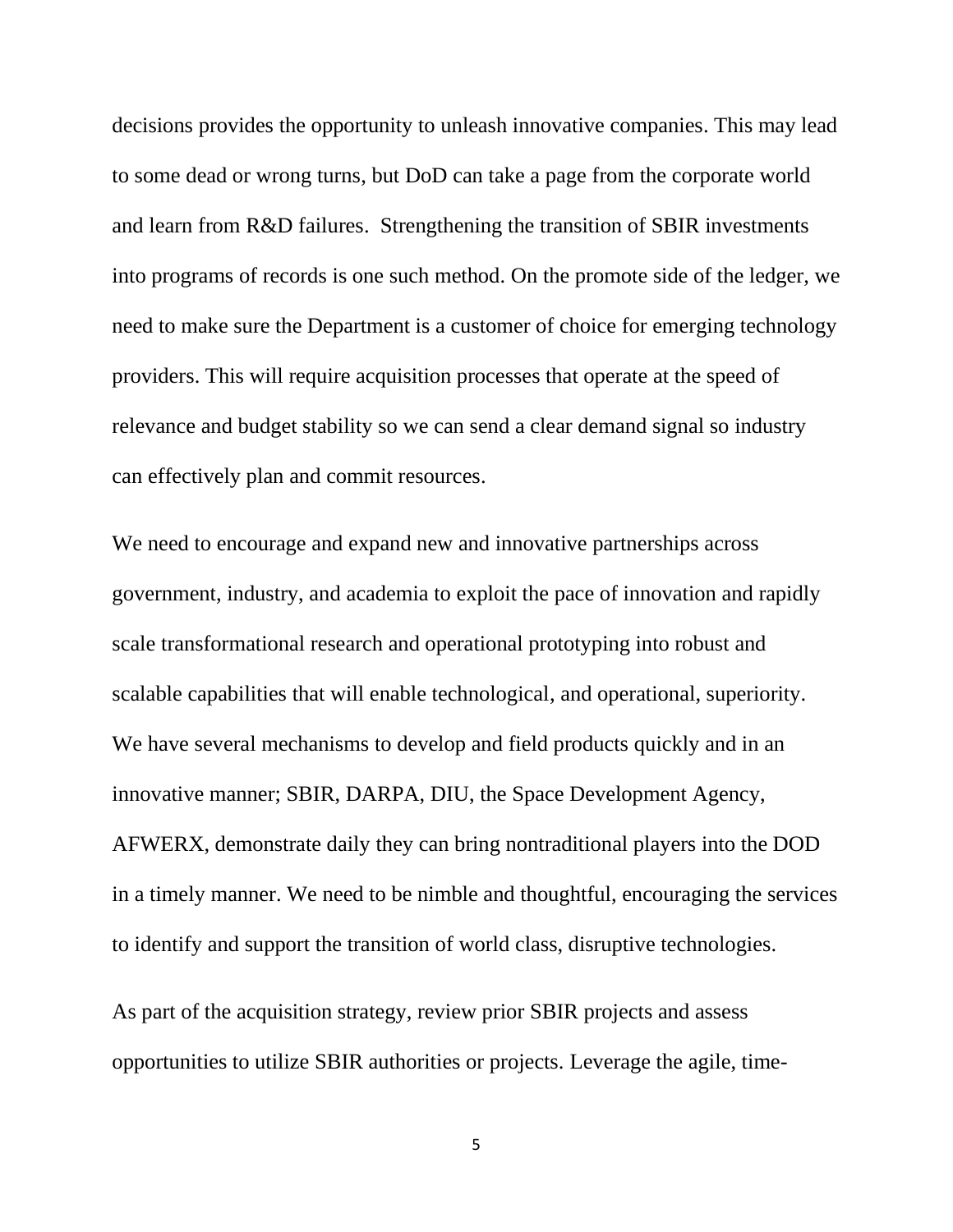decisions provides the opportunity to unleash innovative companies. This may lead to some dead or wrong turns, but DoD can take a page from the corporate world and learn from R&D failures. Strengthening the transition of SBIR investments into programs of records is one such method. On the promote side of the ledger, we need to make sure the Department is a customer of choice for emerging technology providers. This will require acquisition processes that operate at the speed of relevance and budget stability so we can send a clear demand signal so industry can effectively plan and commit resources.

We need to encourage and expand new and innovative partnerships across government, industry, and academia to exploit the pace of innovation and rapidly scale transformational research and operational prototyping into robust and scalable capabilities that will enable technological, and operational, superiority. We have several mechanisms to develop and field products quickly and in an innovative manner; SBIR, DARPA, DIU, the Space Development Agency, AFWERX, demonstrate daily they can bring nontraditional players into the DOD in a timely manner. We need to be nimble and thoughtful, encouraging the services to identify and support the transition of world class, disruptive technologies.

As part of the acquisition strategy, review prior SBIR projects and assess opportunities to utilize SBIR authorities or projects. Leverage the agile, time-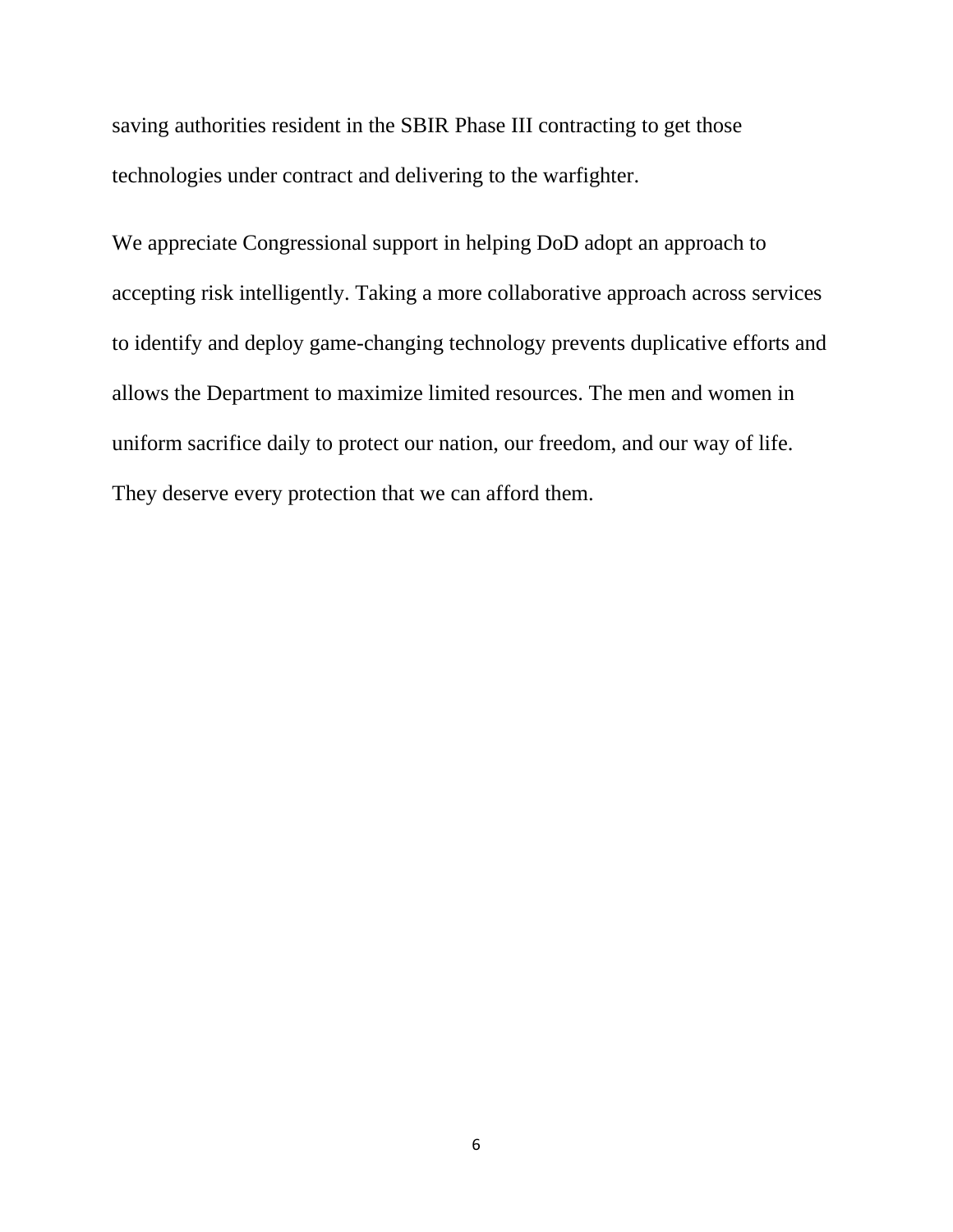saving authorities resident in the SBIR Phase III contracting to get those technologies under contract and delivering to the warfighter.

We appreciate Congressional support in helping DoD adopt an approach to accepting risk intelligently. Taking a more collaborative approach across services to identify and deploy game-changing technology prevents duplicative efforts and allows the Department to maximize limited resources. The men and women in uniform sacrifice daily to protect our nation, our freedom, and our way of life. They deserve every protection that we can afford them.